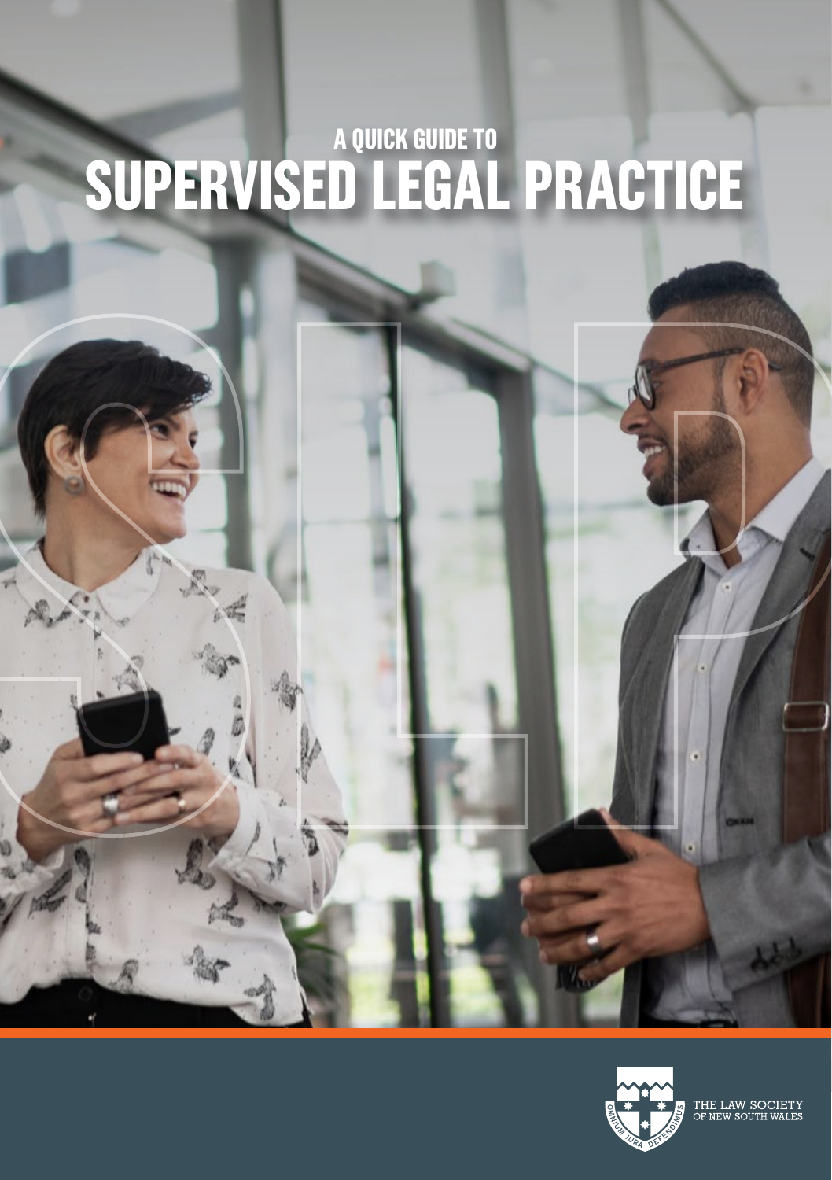# A QUICK GUIDE TO SUPERVISED LEGAL PRACTICE

THE LAW SOCIETY OF NEW SOUTH WALES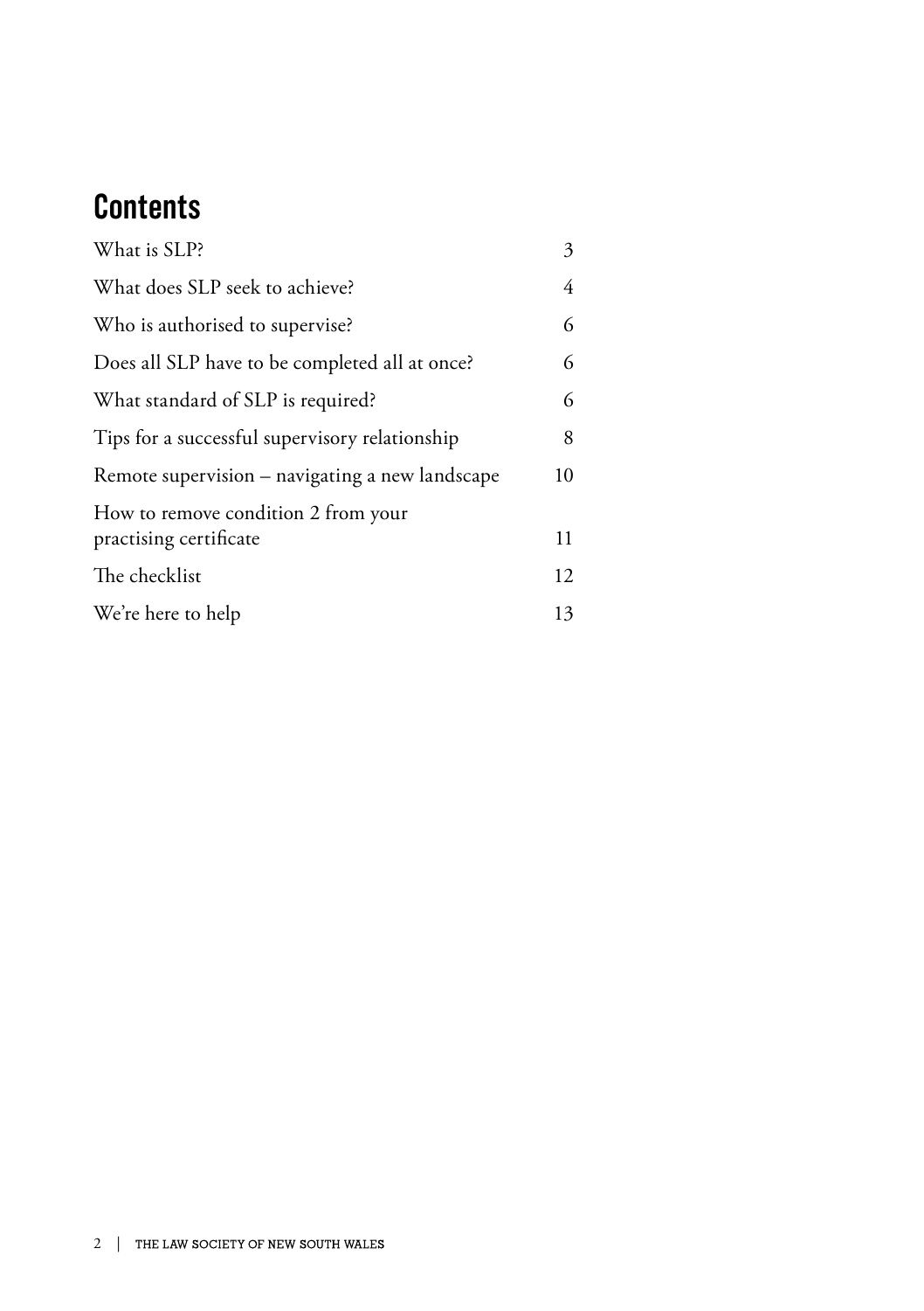## Contents

| | |
|---|---|
| What is SLP? | 3 |
| What does SLP seek to achieve? | 4 |
| Who is authorised to supervise? | 6 |
| Does all SLP have to be completed all at once? | 6 |
| What standard of SLP is required? | 6 |
| Tips for a successful supervisory relationship | 8 |
| Remote supervision – navigating a new landscape | 10 |
| How to remove condition 2 from your practising certificate | 11 |
| The checklist | 12 |
| We're here to help | 13 |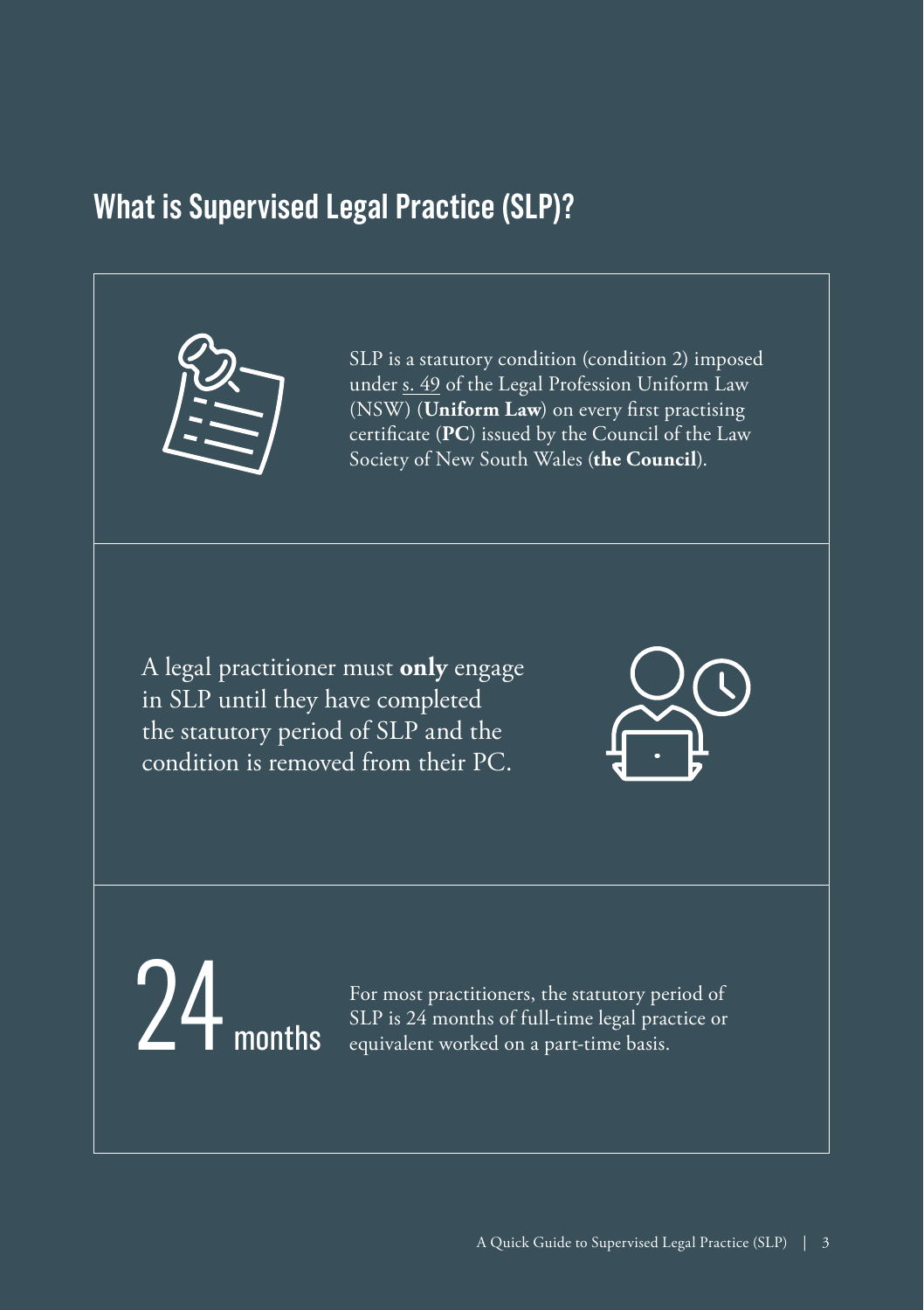## What is Supervised Legal Practice (SLP)?

SLP is a statutory condition (condition 2) imposed under s. 49 of the Legal Profession Uniform Law (NSW) (**Uniform Law**) on every first practising certificate (**PC**) issued by the Council of the Law Society of New South Wales (**the Council**).

A legal practitioner must **only** engage in SLP until they have completed the statutory period of SLP and the condition is removed from their PC.

**24 months**

For most practitioners, the statutory period of SLP is 24 months of full-time legal practice or equivalent worked on a part-time basis.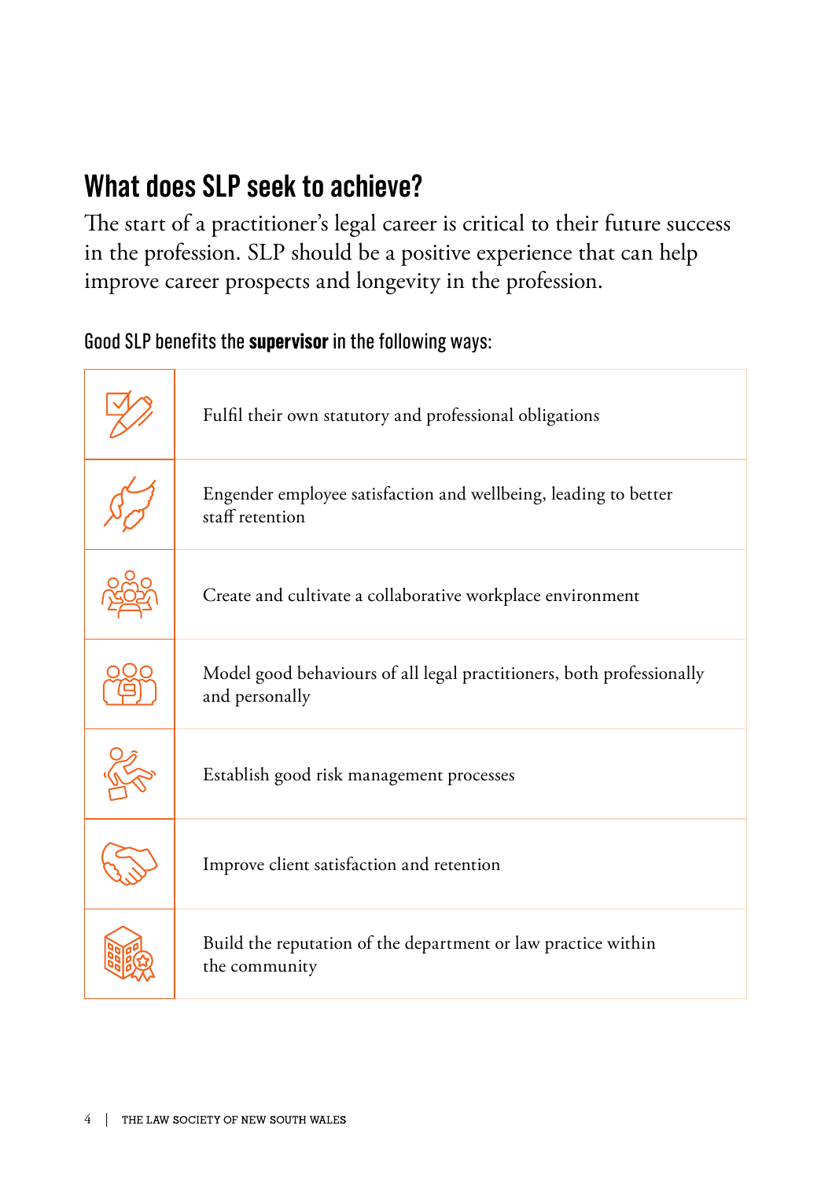## What does SLP seek to achieve?

The start of a practitioner's legal career is critical to their future success in the profession. SLP should be a positive experience that can help improve career prospects and longevity in the profession.

Good SLP benefits the **supervisor** in the following ways:

- Fulfil their own statutory and professional obligations
- Engender employee satisfaction and wellbeing, leading to better staff retention
- Create and cultivate a collaborative workplace environment
- Model good behaviours of all legal practitioners, both professionally and personally
- Establish good risk management processes
- Improve client satisfaction and retention
- Build the reputation of the department or law practice within the community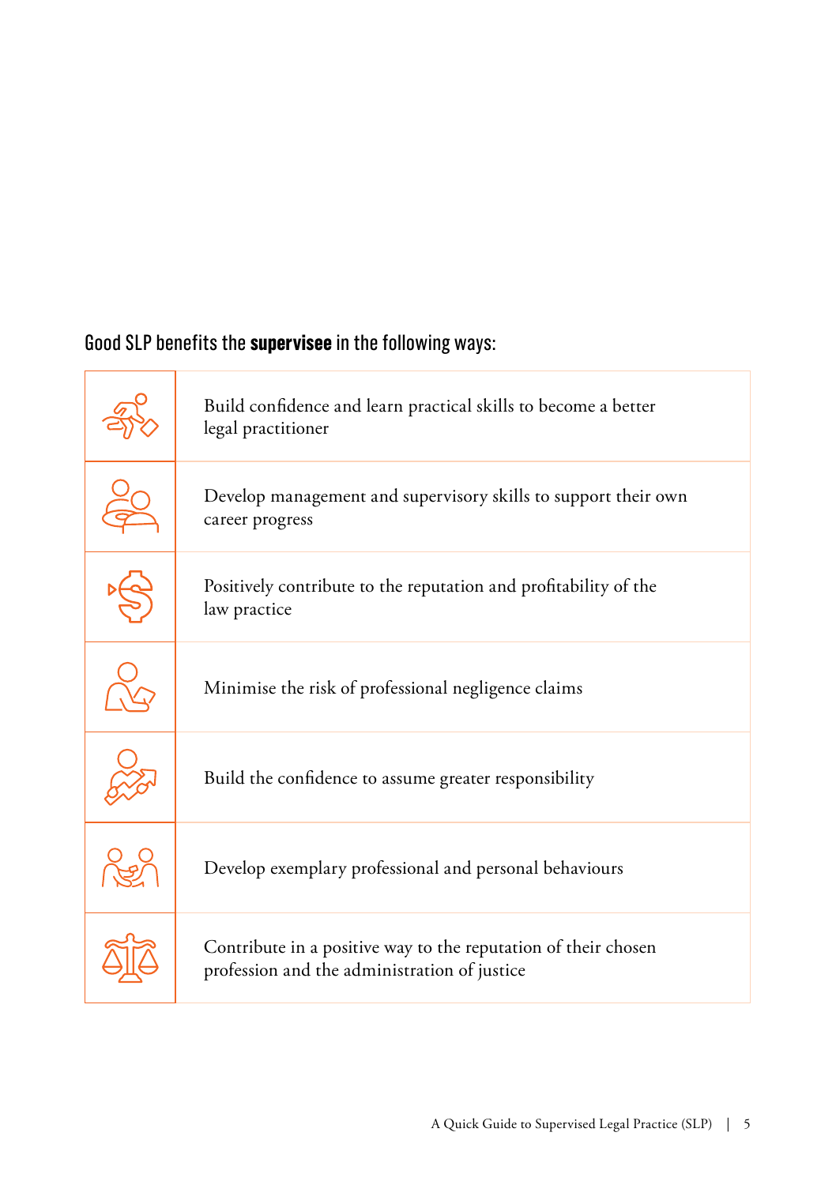## Good SLP benefits the **supervisee** in the following ways:

- Build confidence and learn practical skills to become a better legal practitioner
- Develop management and supervisory skills to support their own career progress
- Positively contribute to the reputation and profitability of the law practice
- Minimise the risk of professional negligence claims
- Build the confidence to assume greater responsibility
- Develop exemplary professional and personal behaviours
- Contribute in a positive way to the reputation of their chosen profession and the administration of justice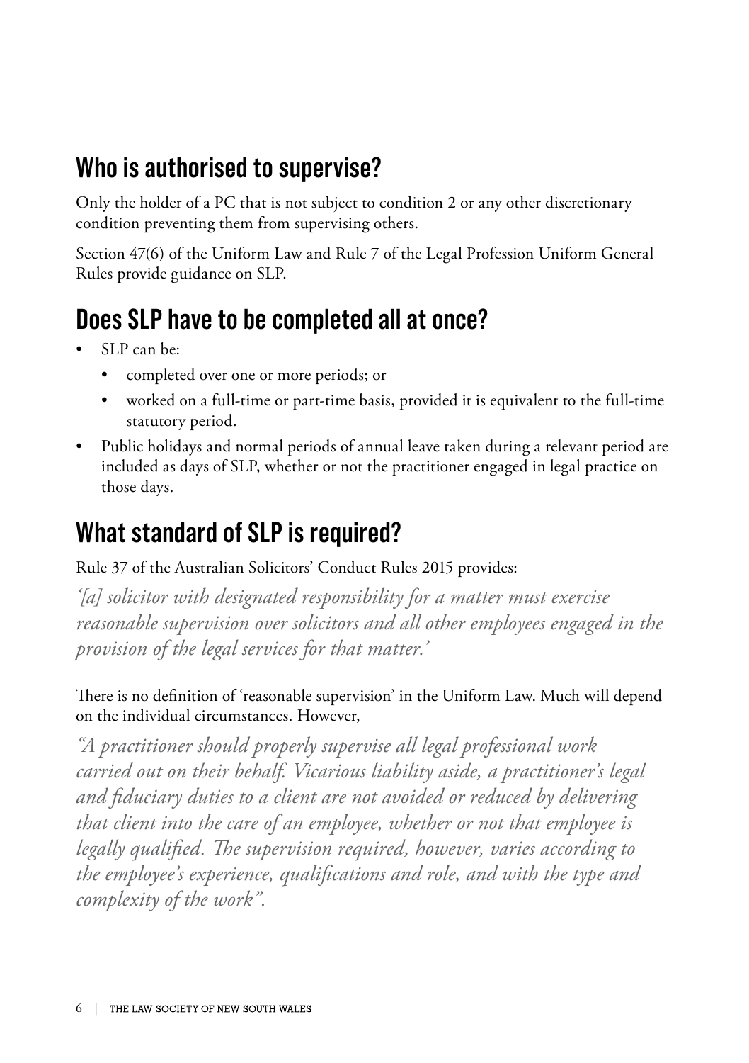## Who is authorised to supervise?

Only the holder of a PC that is not subject to condition 2 or any other discretionary condition preventing them from supervising others.

Section 47(6) of the Uniform Law and Rule 7 of the Legal Profession Uniform General Rules provide guidance on SLP.

## Does SLP have to be completed all at once?

- SLP can be:
  - completed over one or more periods; or
  - worked on a full-time or part-time basis, provided it is equivalent to the full-time statutory period.
- Public holidays and normal periods of annual leave taken during a relevant period are included as days of SLP, whether or not the practitioner engaged in legal practice on those days.

## What standard of SLP is required?

Rule 37 of the Australian Solicitors' Conduct Rules 2015 provides:

*'[a] solicitor with designated responsibility for a matter must exercise reasonable supervision over solicitors and all other employees engaged in the provision of the legal services for that matter.'*

There is no definition of 'reasonable supervision' in the Uniform Law. Much will depend on the individual circumstances. However,

*"A practitioner should properly supervise all legal professional work carried out on their behalf. Vicarious liability aside, a practitioner's legal and fiduciary duties to a client are not avoided or reduced by delivering that client into the care of an employee, whether or not that employee is legally qualified. The supervision required, however, varies according to the employee's experience, qualifications and role, and with the type and complexity of the work".*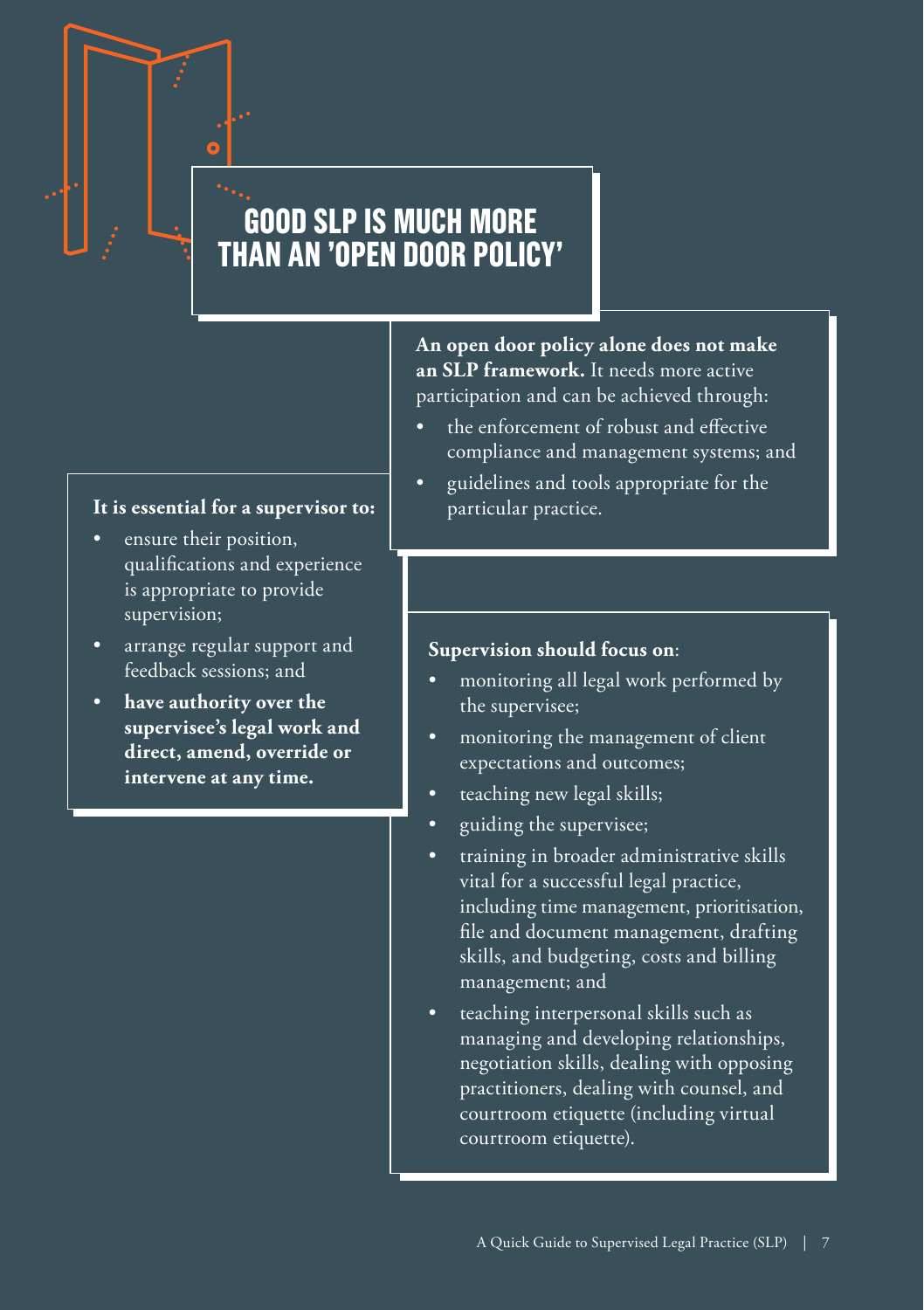# GOOD SLP IS MUCH MORE THAN AN 'OPEN DOOR POLICY'

**An open door policy alone does not make an SLP framework.** It needs more active participation and can be achieved through:

- the enforcement of robust and effective compliance and management systems; and
- guidelines and tools appropriate for the particular practice.

**It is essential for a supervisor to:**

- ensure their position, qualifications and experience is appropriate to provide supervision;
- arrange regular support and feedback sessions; and
- **have authority over the supervisee's legal work and direct, amend, override or intervene at any time.**

**Supervision should focus on**:

- monitoring all legal work performed by the supervisee;
- monitoring the management of client expectations and outcomes;
- teaching new legal skills;
- guiding the supervisee;
- training in broader administrative skills vital for a successful legal practice, including time management, prioritisation, file and document management, drafting skills, and budgeting, costs and billing management; and
- teaching interpersonal skills such as managing and developing relationships, negotiation skills, dealing with opposing practitioners, dealing with counsel, and courtroom etiquette (including virtual courtroom etiquette).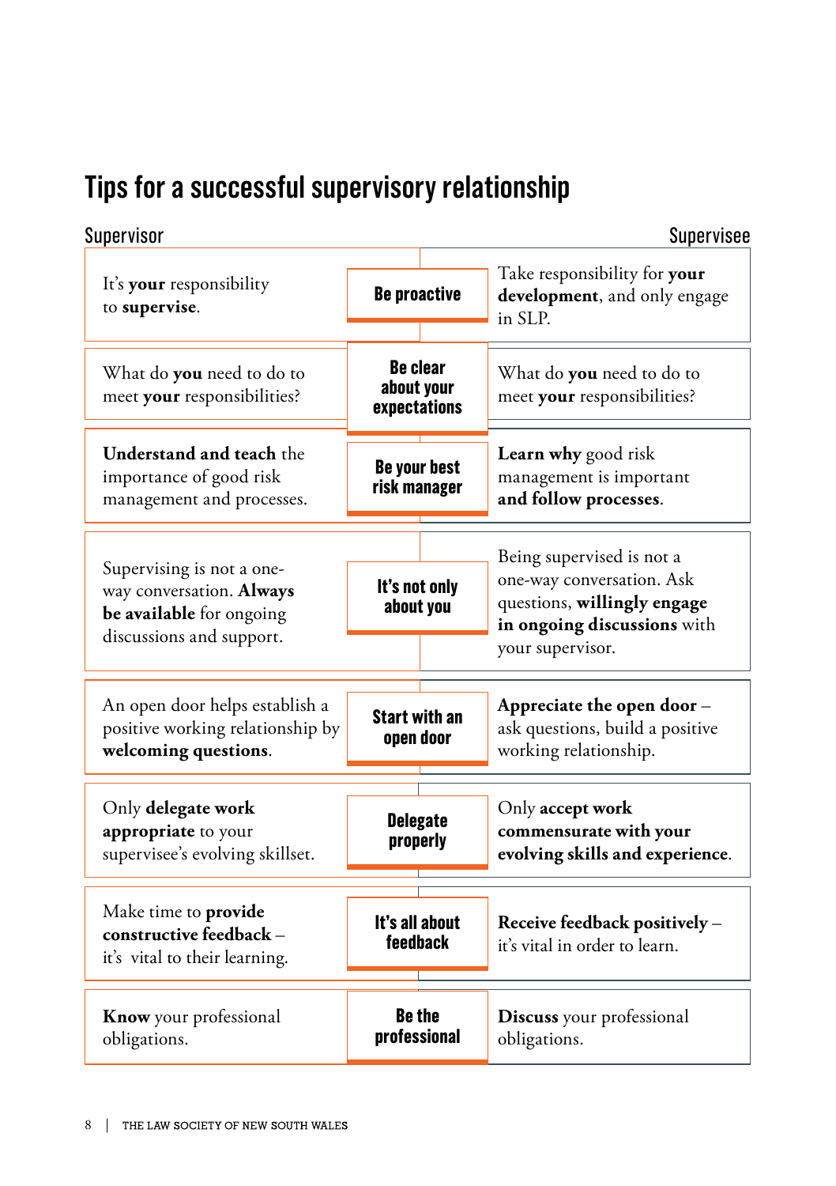# Tips for a successful supervisory relationship

| Supervisor | | Supervisee |
|---|---|---|
| It's **your** responsibility to **supervise**. | **Be proactive** | Take responsibility for **your development**, and only engage in SLP. |
| What do **you** need to do to meet **your** responsibilities? | **Be clear about your expectations** | What do **you** need to do to meet **your** responsibilities? |
| **Understand and teach** the importance of good risk management and processes. | **Be your best risk manager** | **Learn why** good risk management is important **and follow processes**. |
| Supervising is not a one-way conversation. **Always be available** for ongoing discussions and support. | **It's not only about you** | Being supervised is not a one-way conversation. Ask questions, **willingly engage in ongoing discussions** with your supervisor. |
| An open door helps establish a positive working relationship by **welcoming questions**. | **Start with an open door** | **Appreciate the open door** – ask questions, build a positive working relationship. |
| Only **delegate work appropriate** to your supervisee's evolving skillset. | **Delegate properly** | Only **accept work commensurate with your evolving skills and experience**. |
| Make time to **provide constructive feedback** – it's vital to their learning. | **It's all about feedback** | **Receive feedback positively** – it's vital in order to learn. |
| **Know** your professional obligations. | **Be the professional** | **Discuss** your professional obligations. |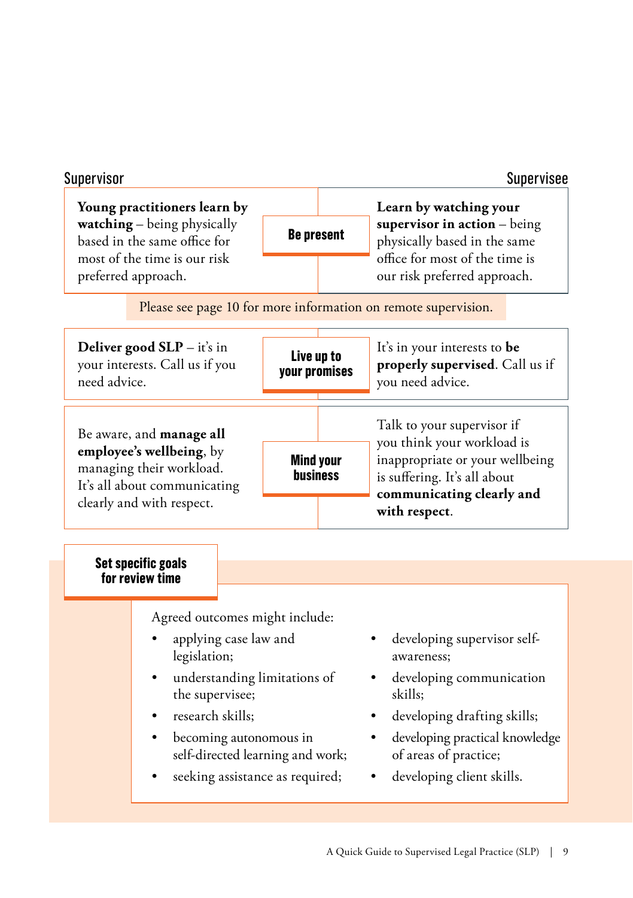| Supervisor | | Supervisee |
|---|---|---|
| **Young practitioners learn by watching** – being physically based in the same office for most of the time is our risk preferred approach. | **Be present** | **Learn by watching your supervisor in action** – being physically based in the same office for most of the time is our risk preferred approach. |

Please see page 10 for more information on remote supervision.

| Supervisor | | Supervisee |
|---|---|---|
| **Deliver good SLP** – it's in your interests. Call us if you need advice. | **Live up to your promises** | It's in your interests to **be properly supervised**. Call us if you need advice. |
| Be aware, and **manage all employee's wellbeing**, by managing their workload. It's all about communicating clearly and with respect. | **Mind your business** | Talk to your supervisor if you think your workload is inappropriate or your wellbeing is suffering. It's all about **communicating clearly and with respect**. |

## Set specific goals for review time

Agreed outcomes might include:

- applying case law and legislation;
- understanding limitations of the supervisee;
- research skills;
- becoming autonomous in self-directed learning and work;
- seeking assistance as required;
- developing supervisor self-awareness;
- developing communication skills;
- developing drafting skills;
- developing practical knowledge of areas of practice;
- developing client skills.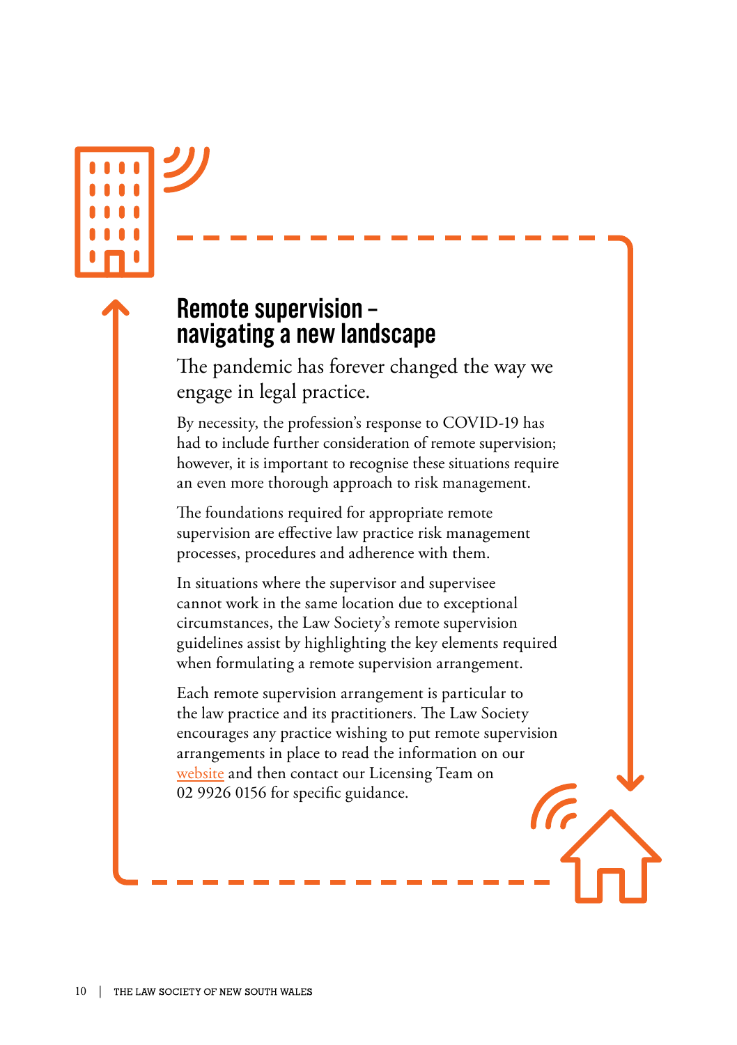## Remote supervision – navigating a new landscape

The pandemic has forever changed the way we engage in legal practice.

By necessity, the profession's response to COVID-19 has had to include further consideration of remote supervision; however, it is important to recognise these situations require an even more thorough approach to risk management.

The foundations required for appropriate remote supervision are effective law practice risk management processes, procedures and adherence with them.

In situations where the supervisor and supervisee cannot work in the same location due to exceptional circumstances, the Law Society's remote supervision guidelines assist by highlighting the key elements required when formulating a remote supervision arrangement.

Each remote supervision arrangement is particular to the law practice and its practitioners. The Law Society encourages any practice wishing to put remote supervision arrangements in place to read the information on our website and then contact our Licensing Team on 02 9926 0156 for specific guidance.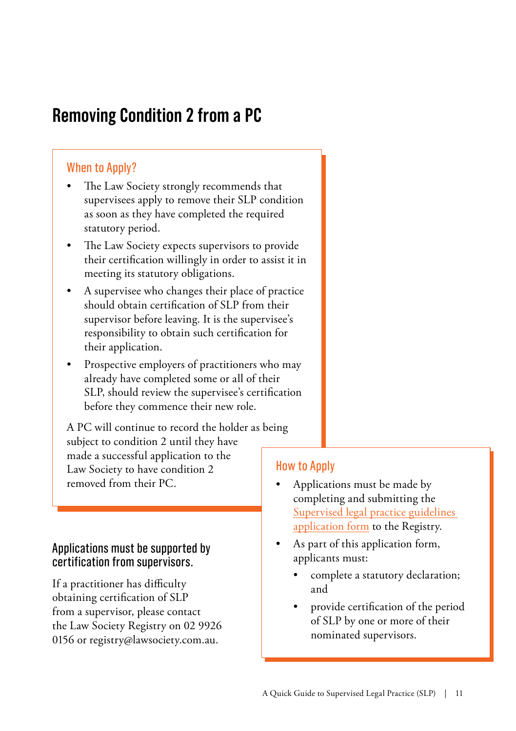# Removing Condition 2 from a PC

## When to Apply?

- The Law Society strongly recommends that supervisees apply to remove their SLP condition as soon as they have completed the required statutory period.
- The Law Society expects supervisors to provide their certification willingly in order to assist it in meeting its statutory obligations.
- A supervisee who changes their place of practice should obtain certification of SLP from their supervisor before leaving. It is the supervisee's responsibility to obtain such certification for their application.
- Prospective employers of practitioners who may already have completed some or all of their SLP, should review the supervisee's certification before they commence their new role.

A PC will continue to record the holder as being subject to condition 2 until they have made a successful application to the Law Society to have condition 2 removed from their PC.

### Applications must be supported by certification from supervisors.

If a practitioner has difficulty obtaining certification of SLP from a supervisor, please contact the Law Society Registry on 02 9926 0156 or registry@lawsociety.com.au.

## How to Apply

- Applications must be made by completing and submitting the Supervised legal practice guidelines application form to the Registry.
- As part of this application form, applicants must:
  - complete a statutory declaration; and
  - provide certification of the period of SLP by one or more of their nominated supervisors.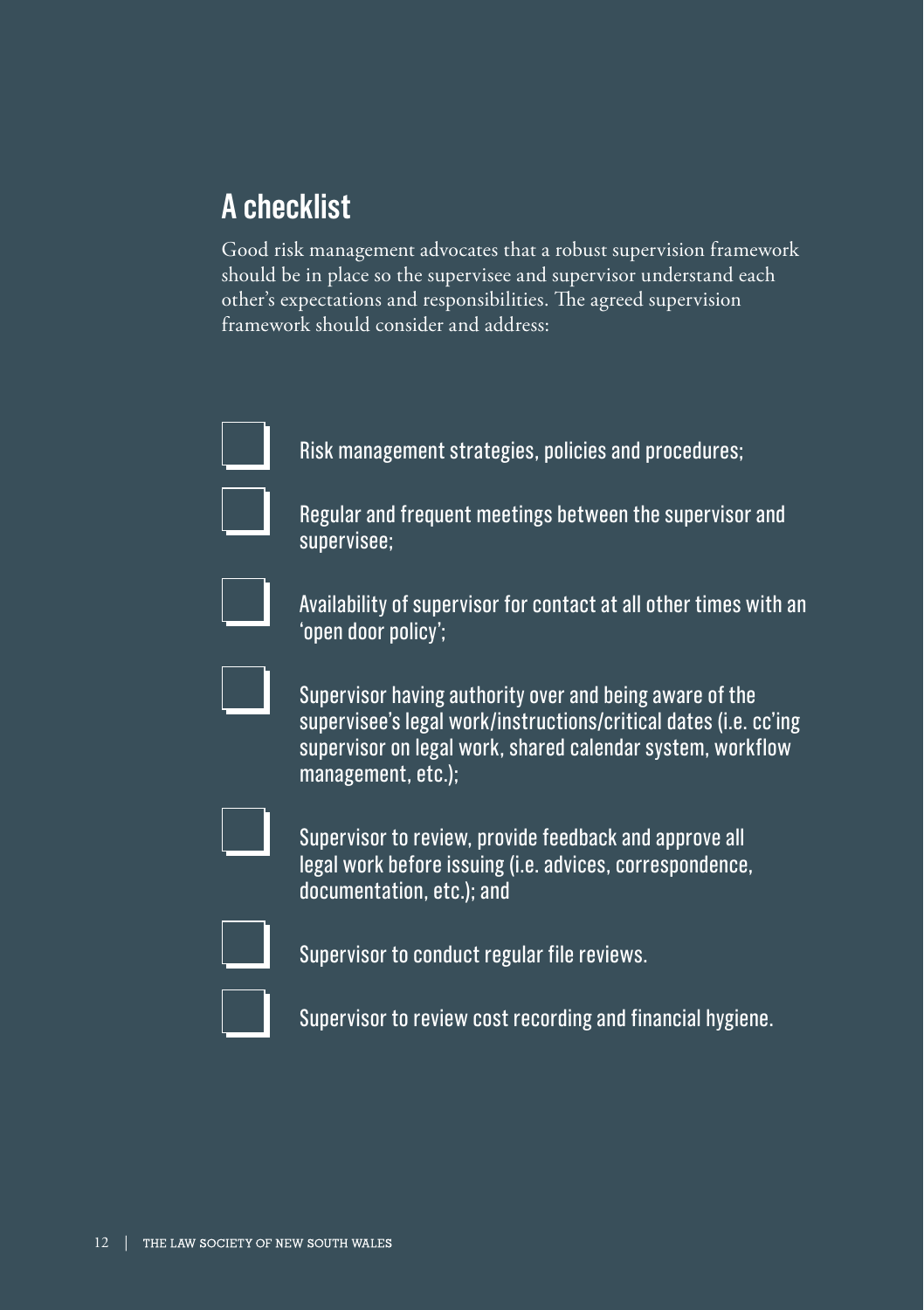## A checklist

Good risk management advocates that a robust supervision framework should be in place so the supervisee and supervisor understand each other's expectations and responsibilities. The agreed supervision framework should consider and address:

- [ ] Risk management strategies, policies and procedures;
- [ ] Regular and frequent meetings between the supervisor and supervisee;
- [ ] Availability of supervisor for contact at all other times with an 'open door policy';
- [ ] Supervisor having authority over and being aware of the supervisee's legal work/instructions/critical dates (i.e. cc'ing supervisor on legal work, shared calendar system, workflow management, etc.);
- [ ] Supervisor to review, provide feedback and approve all legal work before issuing (i.e. advices, correspondence, documentation, etc.); and
- [ ] Supervisor to conduct regular file reviews.
- [ ] Supervisor to review cost recording and financial hygiene.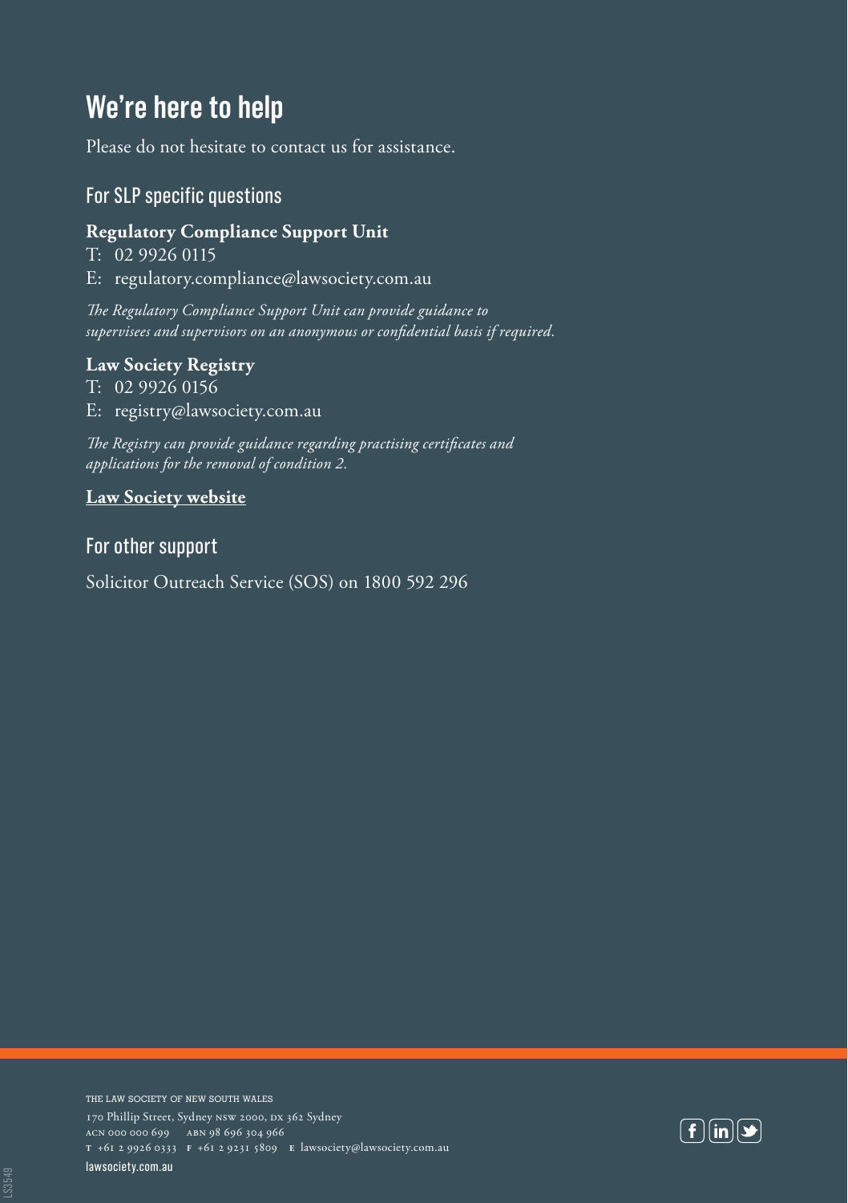# We're here to help

Please do not hesitate to contact us for assistance.

## For SLP specific questions

**Regulatory Compliance Support Unit**

T: 02 9926 0115

E: regulatory.compliance@lawsociety.com.au

*The Regulatory Compliance Support Unit can provide guidance to supervisees and supervisors on an anonymous or confidential basis if required.*

**Law Society Registry**

T: 02 9926 0156

E: registry@lawsociety.com.au

*The Registry can provide guidance regarding practising certificates and applications for the removal of condition 2.*

**Law Society website**

## For other support

Solicitor Outreach Service (SOS) on 1800 592 296

THE LAW SOCIETY OF NEW SOUTH WALES

170 Phillip Street, Sydney NSW 2000, DX 362 Sydney

ACN 000 000 699 ABN 98 696 304 966

T +61 2 9926 0333 F +61 2 9231 5809 E lawsociety@lawsociety.com.au

lawsociety.com.au

LS3549